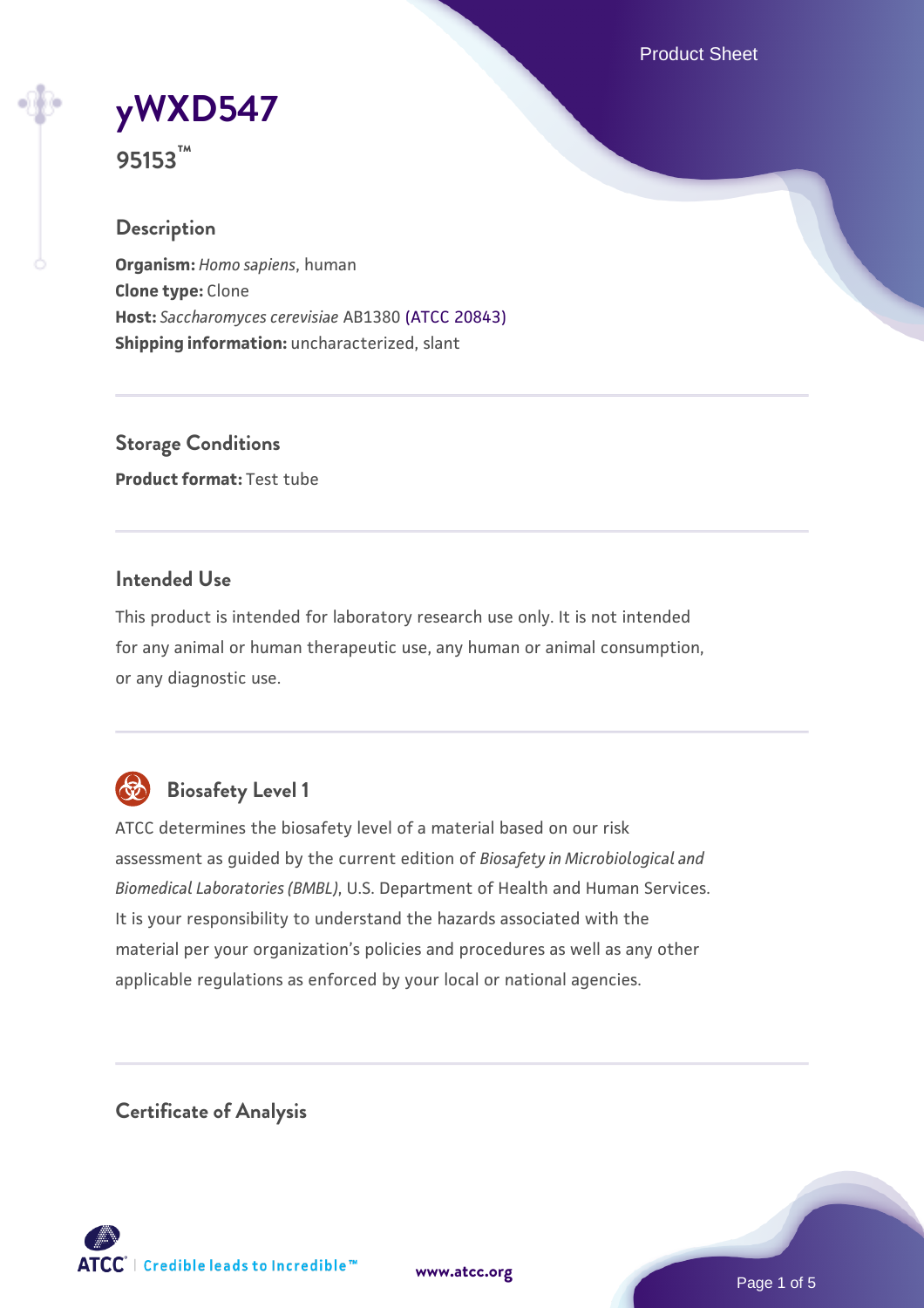# yWXD547

**95153™**

## Description

**Organism:** *Homo sapiens*, human
**Clone type:** Clone
**Host:** *Saccharomyces cerevisiae* AB1380 (ATCC 20843)
**Shipping information:** uncharacterized, slant

## Storage Conditions

**Product format:** Test tube

## Intended Use

This product is intended for laboratory research use only. It is not intended for any animal or human therapeutic use, any human or animal consumption, or any diagnostic use.

## Biosafety Level 1

ATCC determines the biosafety level of a material based on our risk assessment as guided by the current edition of *Biosafety in Microbiological and Biomedical Laboratories (BMBL)*, U.S. Department of Health and Human Services. It is your responsibility to understand the hazards associated with the material per your organization's policies and procedures as well as any other applicable regulations as enforced by your local or national agencies.

## Certificate of Analysis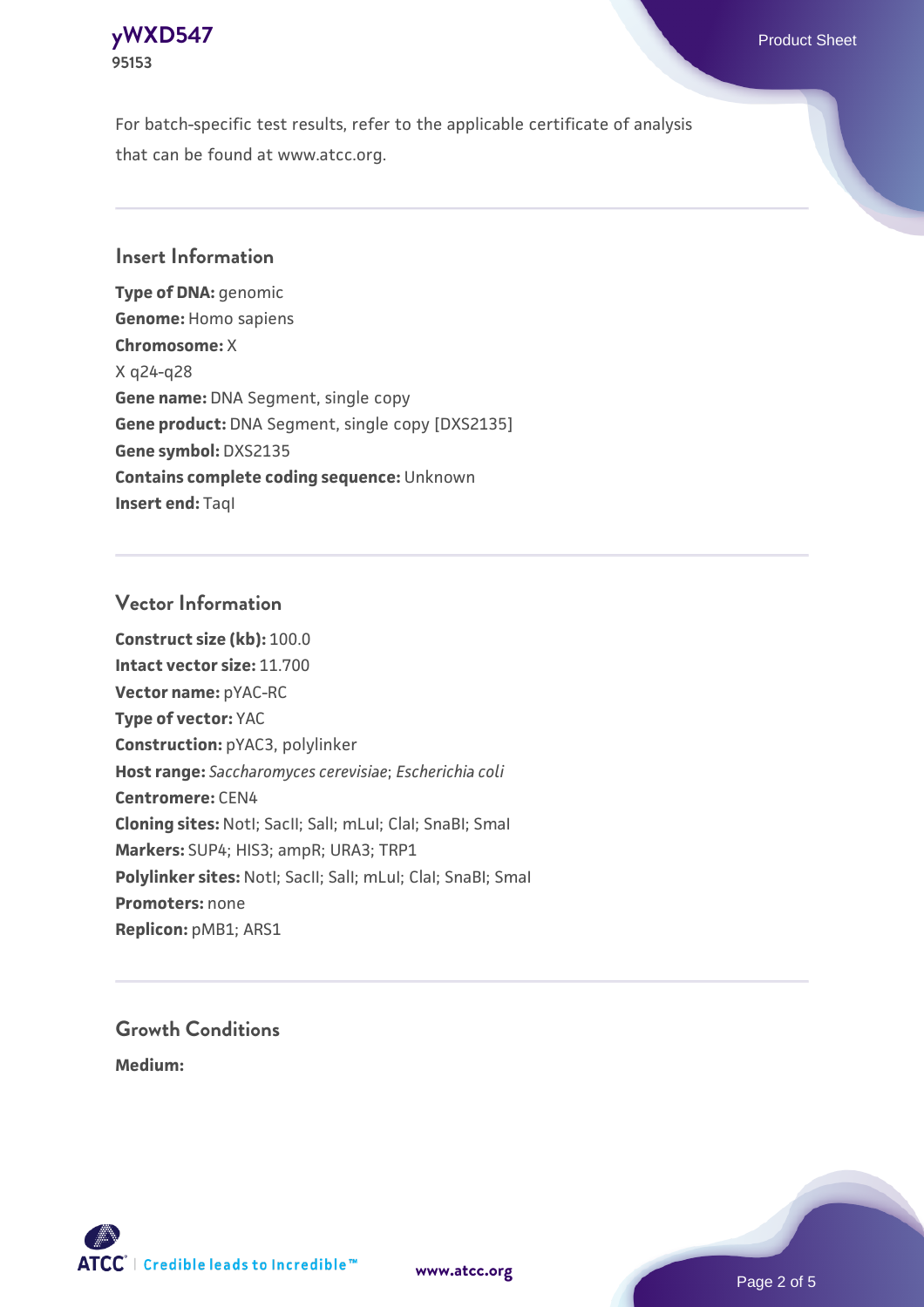For batch-specific test results, refer to the applicable certificate of analysis that can be found at www.atcc.org.

## Insert Information

**Type of DNA:** genomic
**Genome:** Homo sapiens
**Chromosome:** X
X q24-q28
**Gene name:** DNA Segment, single copy
**Gene product:** DNA Segment, single copy [DXS2135]
**Gene symbol:** DXS2135
**Contains complete coding sequence:** Unknown
**Insert end:** TaqI

## Vector Information

**Construct size (kb):** 100.0
**Intact vector size:** 11.700
**Vector name:** pYAC-RC
**Type of vector:** YAC
**Construction:** pYAC3, polylinker
**Host range:** *Saccharomyces cerevisiae*; *Escherichia coli*
**Centromere:** CEN4
**Cloning sites:** NotI; SacII; SalI; mLuI; ClaI; SnaBI; SmaI
**Markers:** SUP4; HIS3; ampR; URA3; TRP1
**Polylinker sites:** NotI; SacII; SalI; mLuI; ClaI; SnaBI; SmaI
**Promoters:** none
**Replicon:** pMB1; ARS1

## Growth Conditions

**Medium:**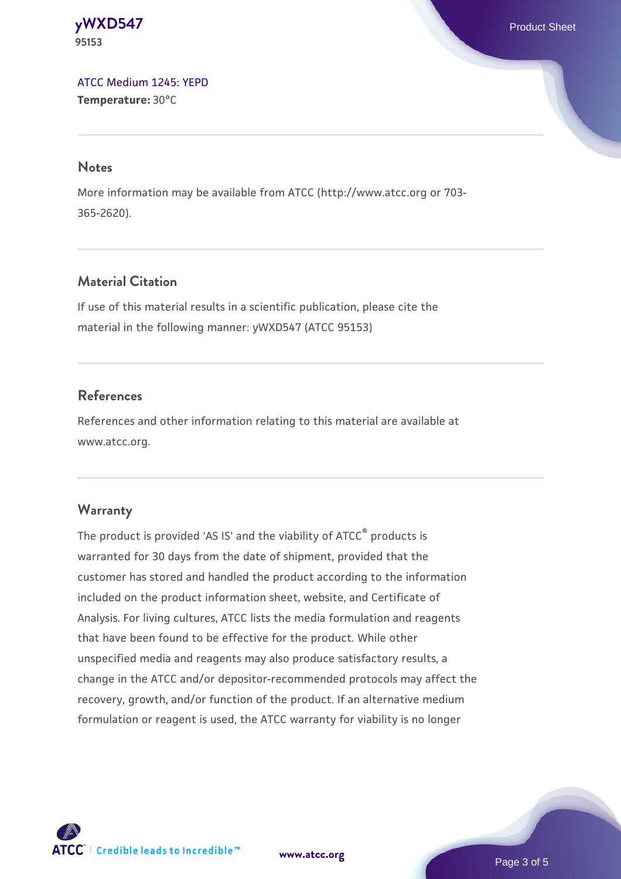ATCC Medium 1245: YEPD
**Temperature:** 30°C

## Notes

More information may be available from ATCC (http://www.atcc.org or 703-365-2620).

## Material Citation

If use of this material results in a scientific publication, please cite the material in the following manner: yWXD547 (ATCC 95153)

## References

References and other information relating to this material are available at www.atcc.org.

## Warranty

The product is provided 'AS IS' and the viability of ATCC® products is warranted for 30 days from the date of shipment, provided that the customer has stored and handled the product according to the information included on the product information sheet, website, and Certificate of Analysis. For living cultures, ATCC lists the media formulation and reagents that have been found to be effective for the product. While other unspecified media and reagents may also produce satisfactory results, a change in the ATCC and/or depositor-recommended protocols may affect the recovery, growth, and/or function of the product. If an alternative medium formulation or reagent is used, the ATCC warranty for viability is no longer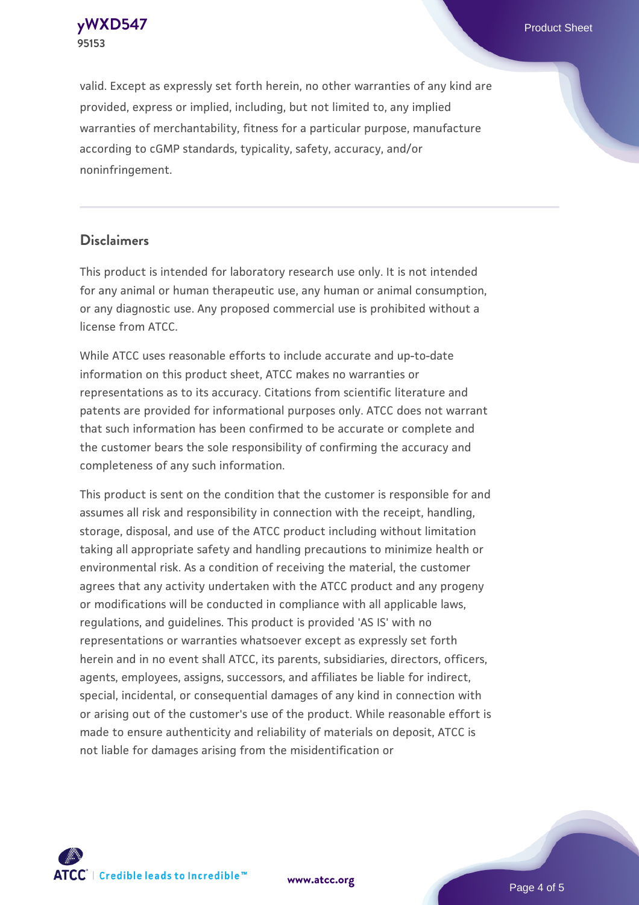valid. Except as expressly set forth herein, no other warranties of any kind are provided, express or implied, including, but not limited to, any implied warranties of merchantability, fitness for a particular purpose, manufacture according to cGMP standards, typicality, safety, accuracy, and/or noninfringement.

## Disclaimers

This product is intended for laboratory research use only. It is not intended for any animal or human therapeutic use, any human or animal consumption, or any diagnostic use. Any proposed commercial use is prohibited without a license from ATCC.

While ATCC uses reasonable efforts to include accurate and up-to-date information on this product sheet, ATCC makes no warranties or representations as to its accuracy. Citations from scientific literature and patents are provided for informational purposes only. ATCC does not warrant that such information has been confirmed to be accurate or complete and the customer bears the sole responsibility of confirming the accuracy and completeness of any such information.

This product is sent on the condition that the customer is responsible for and assumes all risk and responsibility in connection with the receipt, handling, storage, disposal, and use of the ATCC product including without limitation taking all appropriate safety and handling precautions to minimize health or environmental risk. As a condition of receiving the material, the customer agrees that any activity undertaken with the ATCC product and any progeny or modifications will be conducted in compliance with all applicable laws, regulations, and guidelines. This product is provided 'AS IS' with no representations or warranties whatsoever except as expressly set forth herein and in no event shall ATCC, its parents, subsidiaries, directors, officers, agents, employees, assigns, successors, and affiliates be liable for indirect, special, incidental, or consequential damages of any kind in connection with or arising out of the customer's use of the product. While reasonable effort is made to ensure authenticity and reliability of materials on deposit, ATCC is not liable for damages arising from the misidentification or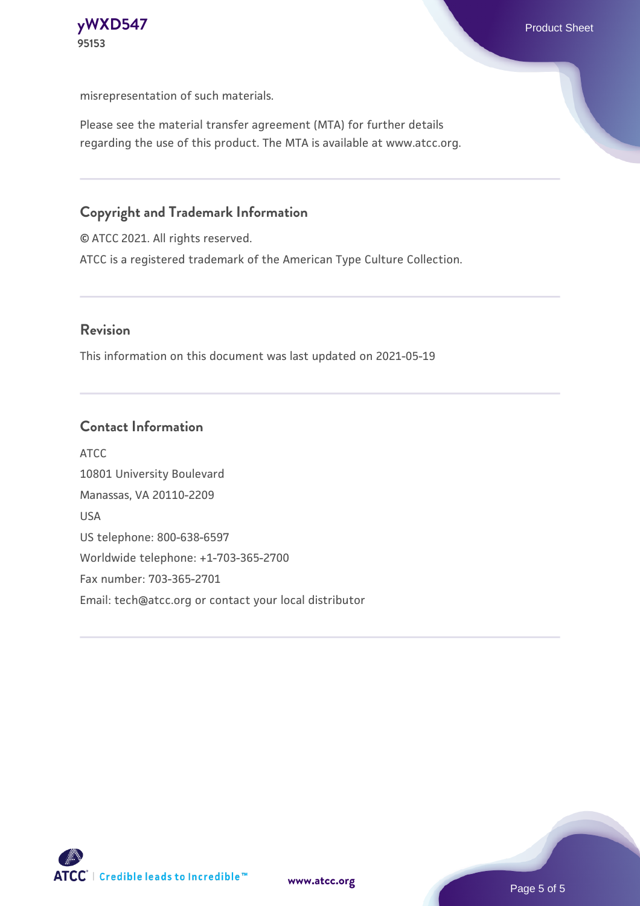misrepresentation of such materials.

Please see the material transfer agreement (MTA) for further details regarding the use of this product. The MTA is available at www.atcc.org.

## Copyright and Trademark Information

© ATCC 2021. All rights reserved.

ATCC is a registered trademark of the American Type Culture Collection.

## Revision

This information on this document was last updated on 2021-05-19

## Contact Information

ATCC
10801 University Boulevard
Manassas, VA 20110-2209
USA
US telephone: 800-638-6597
Worldwide telephone: +1-703-365-2700
Fax number: 703-365-2701
Email: tech@atcc.org or contact your local distributor